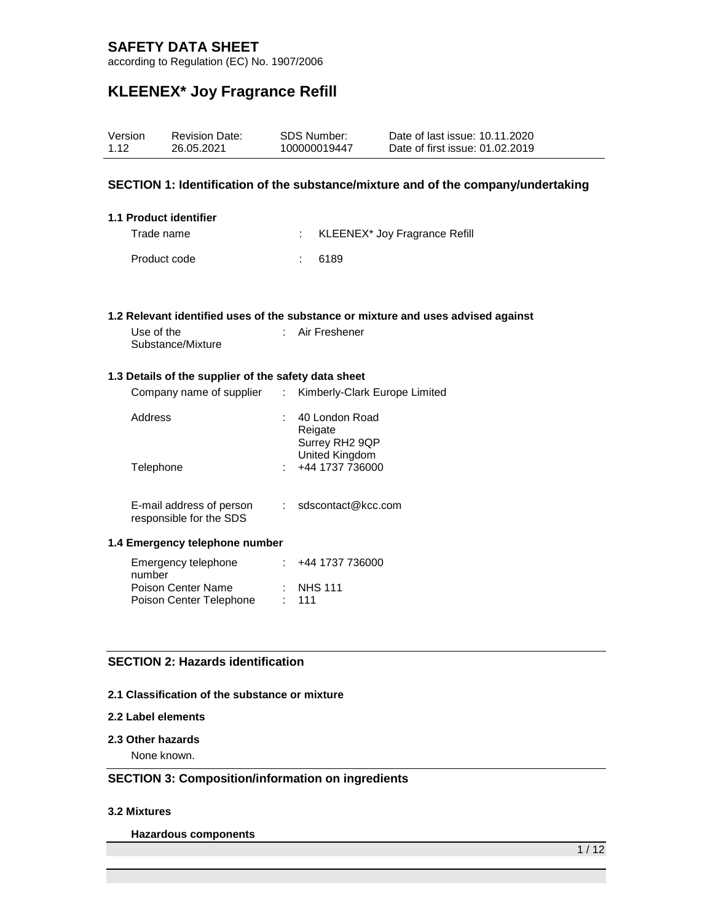# SAFETY DATA SHEET

according to Regulation (EC) No. 1907/2006

# KLEENEX* Joy Fragrance Refill

| Version | Revision Date: | SDS Number: | Date of last issue: 10.11.2020 |
| --- | --- | --- | --- |
| 1.12 | 26.05.2021 | 100000019447 | Date of first issue: 01.02.2019 |

## SECTION 1: Identification of the substance/mixture and of the company/undertaking

### 1.1 Product identifier

Trade name : KLEENEX* Joy Fragrance Refill

Product code : 6189

### 1.2 Relevant identified uses of the substance or mixture and uses advised against

Use of the Substance/Mixture : Air Freshener

### 1.3 Details of the supplier of the safety data sheet

Company name of supplier : Kimberly-Clark Europe Limited

Address : 40 London Road
Reigate
Surrey RH2 9QP
United Kingdom

Telephone : +44 1737 736000

E-mail address of person responsible for the SDS : sdscontact@kcc.com

### 1.4 Emergency telephone number

Emergency telephone number : +44 1737 736000

Poison Center Name : NHS 111

Poison Center Telephone : 111

## SECTION 2: Hazards identification

### 2.1 Classification of the substance or mixture

### 2.2 Label elements

### 2.3 Other hazards

None known.

## SECTION 3: Composition/information on ingredients

### 3.2 Mixtures

**Hazardous components**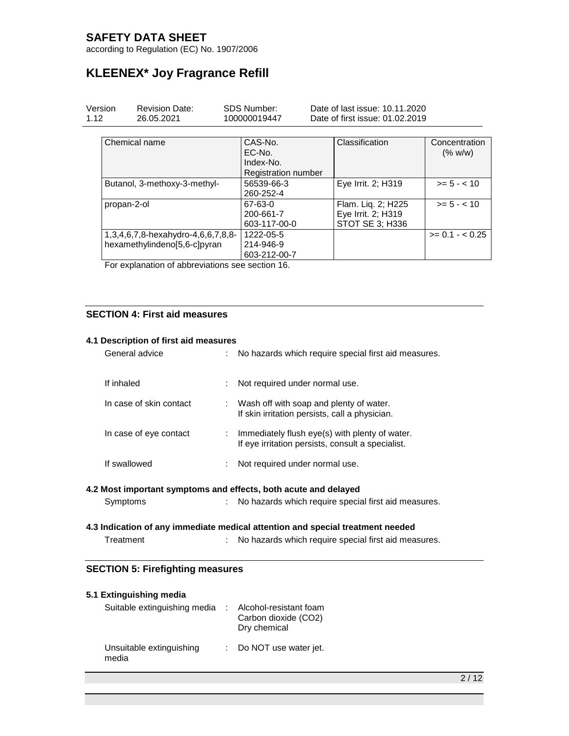| Chemical name | CAS-No.<br>EC-No.<br>Index-No.<br>Registration number | Classification | Concentration (% w/w) |
|---|---|---|---|
| Butanol, 3-methoxy-3-methyl- | 56539-66-3<br>260-252-4 | Eye Irrit. 2; H319 | >= 5 - < 10 |
| propan-2-ol | 67-63-0<br>200-661-7<br>603-117-00-0 | Flam. Liq. 2; H225<br>Eye Irrit. 2; H319<br>STOT SE 3; H336 | >= 5 - < 10 |
| 1,3,4,6,7,8-hexahydro-4,6,6,7,8,8-hexamethylindeno[5,6-c]pyran | 1222-05-5<br>214-946-9<br>603-212-00-7 | | >= 0.1 - < 0.25 |

For explanation of abbreviations see section 16.

## SECTION 4: First aid measures

### 4.1 Description of first aid measures

General advice : No hazards which require special first aid measures.

If inhaled : Not required under normal use.

In case of skin contact : Wash off with soap and plenty of water.
If skin irritation persists, call a physician.

In case of eye contact : Immediately flush eye(s) with plenty of water.
If eye irritation persists, consult a specialist.

If swallowed : Not required under normal use.

### 4.2 Most important symptoms and effects, both acute and delayed

Symptoms : No hazards which require special first aid measures.

### 4.3 Indication of any immediate medical attention and special treatment needed

Treatment : No hazards which require special first aid measures.

## SECTION 5: Firefighting measures

### 5.1 Extinguishing media

Suitable extinguishing media : Alcohol-resistant foam
Carbon dioxide ($CO_2$)
Dry chemical

Unsuitable extinguishing media : Do NOT use water jet.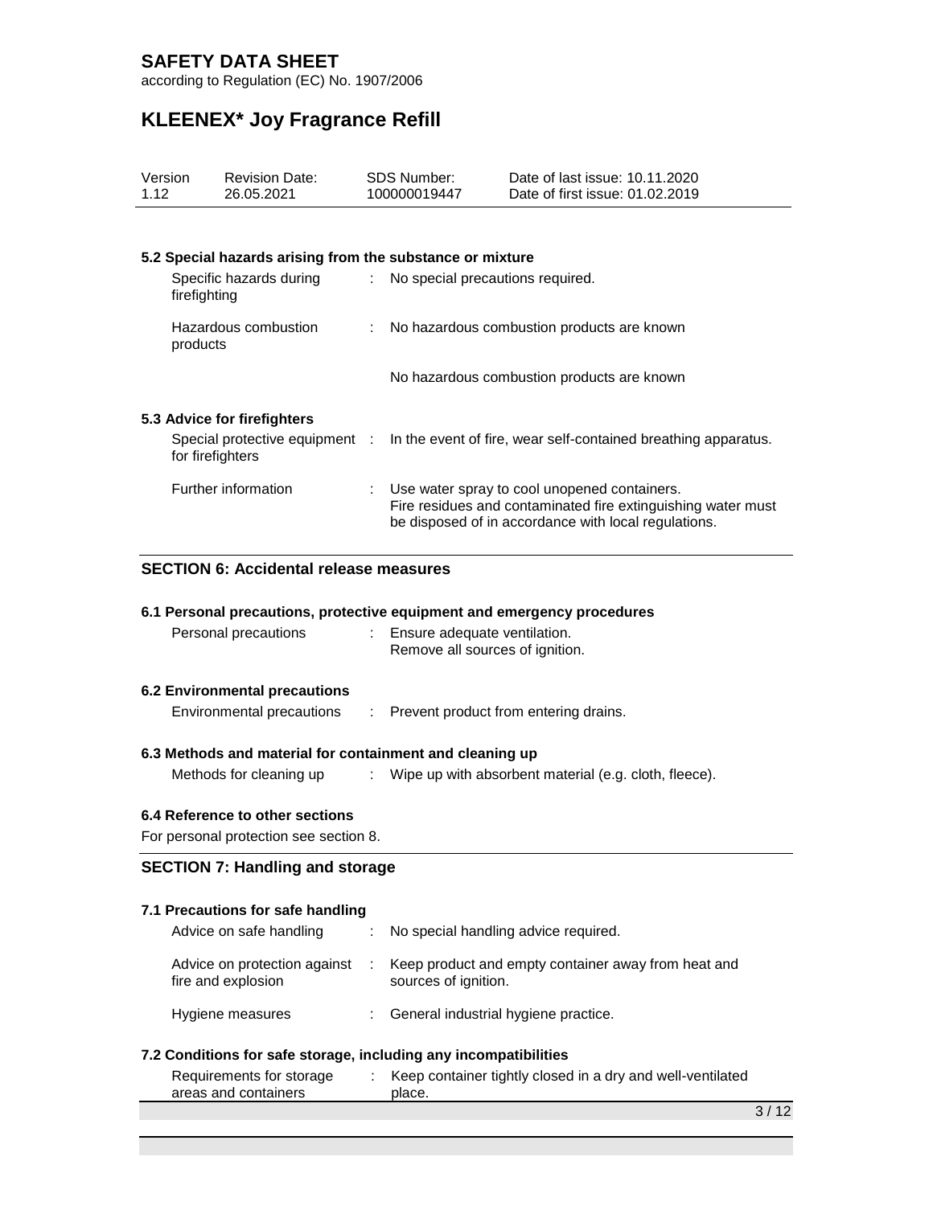### 5.2 Special hazards arising from the substance or mixture

| | | |
|---|---|---|
| Specific hazards during firefighting | : | No special precautions required. |
| Hazardous combustion products | : | No hazardous combustion products are known |
| | | No hazardous combustion products are known |

### 5.3 Advice for firefighters

| | | |
|---|---|---|
| Special protective equipment for firefighters | : | In the event of fire, wear self-contained breathing apparatus. |
| Further information | : | Use water spray to cool unopened containers. Fire residues and contaminated fire extinguishing water must be disposed of in accordance with local regulations. |

## SECTION 6: Accidental release measures

### 6.1 Personal precautions, protective equipment and emergency procedures

| | | |
|---|---|---|
| Personal precautions | : | Ensure adequate ventilation. Remove all sources of ignition. |

### 6.2 Environmental precautions

| | | |
|---|---|---|
| Environmental precautions | : | Prevent product from entering drains. |

### 6.3 Methods and material for containment and cleaning up

| | | |
|---|---|---|
| Methods for cleaning up | : | Wipe up with absorbent material (e.g. cloth, fleece). |

### 6.4 Reference to other sections

For personal protection see section 8.

## SECTION 7: Handling and storage

### 7.1 Precautions for safe handling

| | | |
|---|---|---|
| Advice on safe handling | : | No special handling advice required. |
| Advice on protection against fire and explosion | : | Keep product and empty container away from heat and sources of ignition. |
| Hygiene measures | : | General industrial hygiene practice. |

### 7.2 Conditions for safe storage, including any incompatibilities

| | | |
|---|---|---|
| Requirements for storage areas and containers | : | Keep container tightly closed in a dry and well-ventilated place. |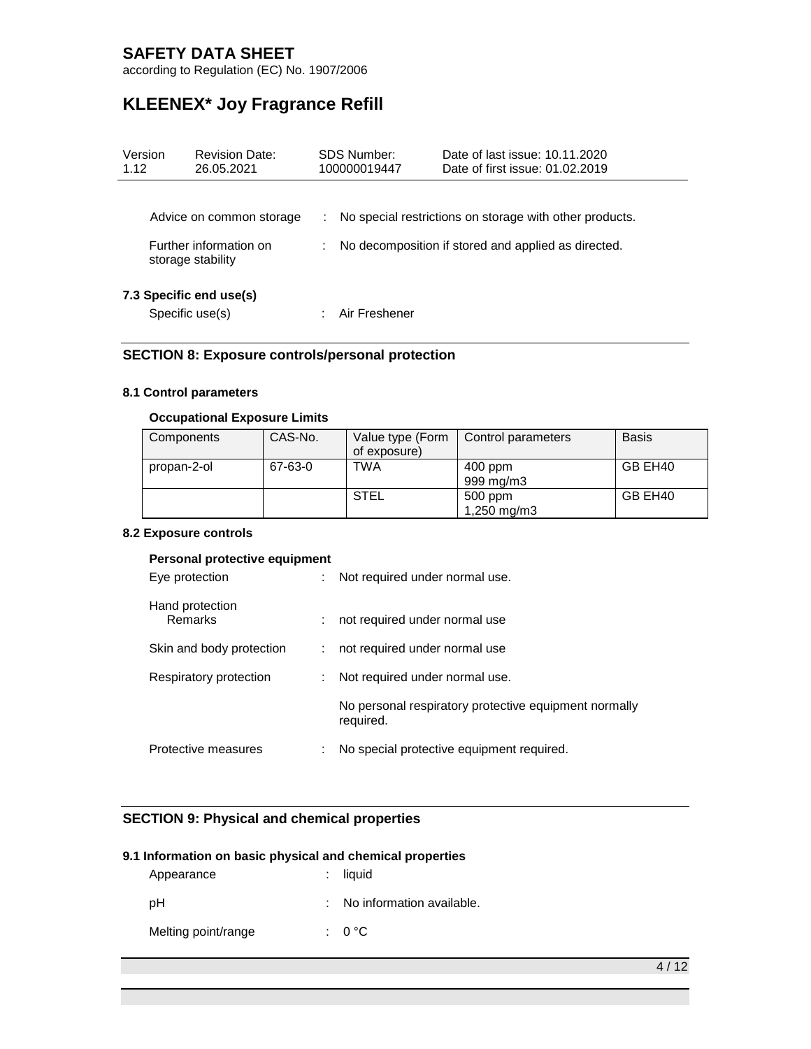| | |
|---|---|
| Advice on common storage | : No special restrictions on storage with other products. |
| Further information on storage stability | : No decomposition if stored and applied as directed. |

### 7.3 Specific end use(s)

| | |
|---|---|
| Specific use(s) | : Air Freshener |

## SECTION 8: Exposure controls/personal protection

### 8.1 Control parameters

**Occupational Exposure Limits**

| Components | CAS-No. | Value type (Form of exposure) | Control parameters | Basis |
|---|---|---|---|---|
| propan-2-ol | 67-63-0 | TWA | 400 ppm<br>999 mg/m3 | GB EH40 |
| | | STEL | 500 ppm<br>1,250 mg/m3 | GB EH40 |

### 8.2 Exposure controls

**Personal protective equipment**

| | |
|---|---|
| Eye protection | : Not required under normal use. |
| Hand protection<br>Remarks | : not required under normal use |
| Skin and body protection | : not required under normal use |
| Respiratory protection | : Not required under normal use.<br><br>No personal respiratory protective equipment normally required. |
| Protective measures | : No special protective equipment required. |

## SECTION 9: Physical and chemical properties

### 9.1 Information on basic physical and chemical properties

| | |
|---|---|
| Appearance | : liquid |
| pH | : No information available. |
| Melting point/range | : 0 °C |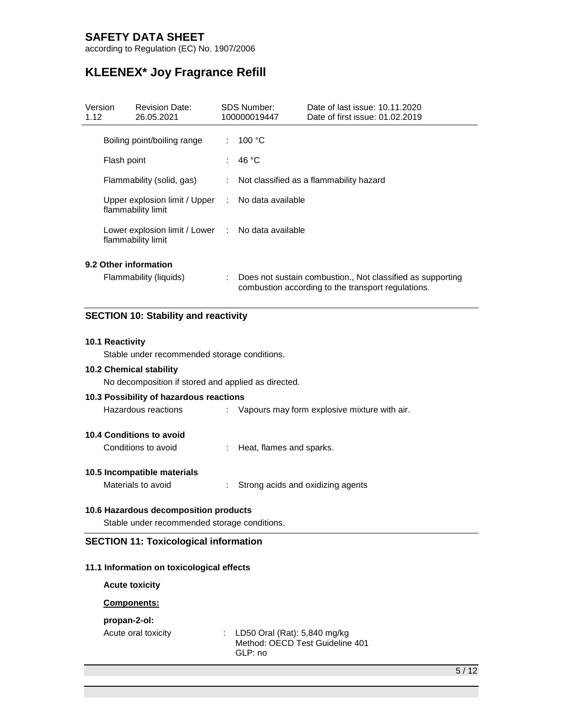| | | |
|---|---|---|
| Boiling point/boiling range | : | 100 °C |
| Flash point | : | 46 °C |
| Flammability (solid, gas) | : | Not classified as a flammability hazard |
| Upper explosion limit / Upper flammability limit | : | No data available |
| Lower explosion limit / Lower flammability limit | : | No data available |

**9.2 Other information**

| | | |
|---|---|---|
| Flammability (liquids) | : | Does not sustain combustion., Not classified as supporting combustion according to the transport regulations. |

## SECTION 10: Stability and reactivity

**10.1 Reactivity**

Stable under recommended storage conditions.

**10.2 Chemical stability**

No decomposition if stored and applied as directed.

**10.3 Possibility of hazardous reactions**

| | | |
|---|---|---|
| Hazardous reactions | : | Vapours may form explosive mixture with air. |

**10.4 Conditions to avoid**

| | | |
|---|---|---|
| Conditions to avoid | : | Heat, flames and sparks. |

**10.5 Incompatible materials**

| | | |
|---|---|---|
| Materials to avoid | : | Strong acids and oxidizing agents |

**10.6 Hazardous decomposition products**

Stable under recommended storage conditions.

## SECTION 11: Toxicological information

**11.1 Information on toxicological effects**

**Acute toxicity**

**Components:**

**propan-2-ol:**

| | | |
|---|---|---|
| Acute oral toxicity | : | LD50 Oral (Rat): 5,840 mg/kg<br>Method: OECD Test Guideline 401<br>GLP: no |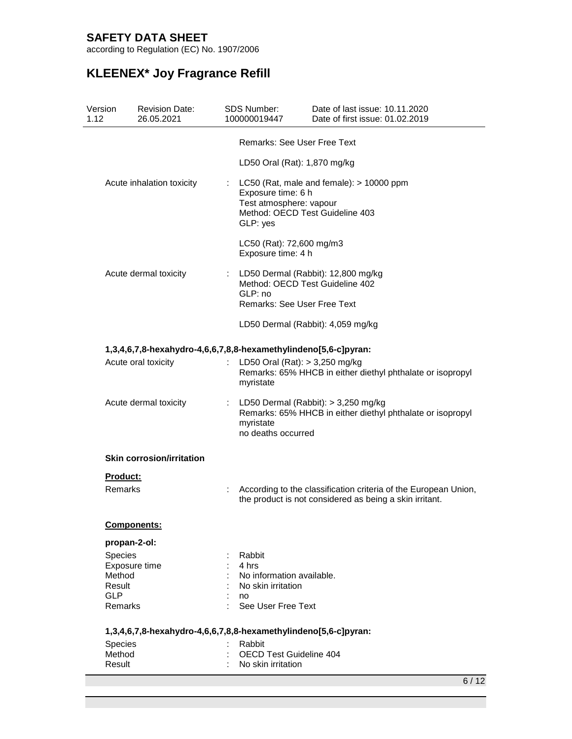Remarks: See User Free Text

LD50 Oral (Rat): 1,870 mg/kg

Acute inhalation toxicity : LC50 (Rat, male and female): > 10000 ppm
Exposure time: 6 h
Test atmosphere: vapour
Method: OECD Test Guideline 403
GLP: yes

LC50 (Rat): 72,600 mg/m3
Exposure time: 4 h

Acute dermal toxicity : LD50 Dermal (Rabbit): 12,800 mg/kg
Method: OECD Test Guideline 402
GLP: no
Remarks: See User Free Text

LD50 Dermal (Rabbit): 4,059 mg/kg

**1,3,4,6,7,8-hexahydro-4,6,6,7,8,8-hexamethylindeno[5,6-c]pyran:**

Acute oral toxicity : LD50 Oral (Rat): > 3,250 mg/kg
Remarks: 65% HHCB in either diethyl phthalate or isopropyl myristate

Acute dermal toxicity : LD50 Dermal (Rabbit): > 3,250 mg/kg
Remarks: 65% HHCB in either diethyl phthalate or isopropyl myristate
no deaths occurred

**Skin corrosion/irritation**

**Product:**

Remarks : According to the classification criteria of the European Union, the product is not considered as being a skin irritant.

**Components:**

**propan-2-ol:**

Species : Rabbit
Exposure time : 4 hrs
Method : No information available.
Result : No skin irritation
GLP : no
Remarks : See User Free Text

**1,3,4,6,7,8-hexahydro-4,6,6,7,8,8-hexamethylindeno[5,6-c]pyran:**

Species : Rabbit
Method : OECD Test Guideline 404
Result : No skin irritation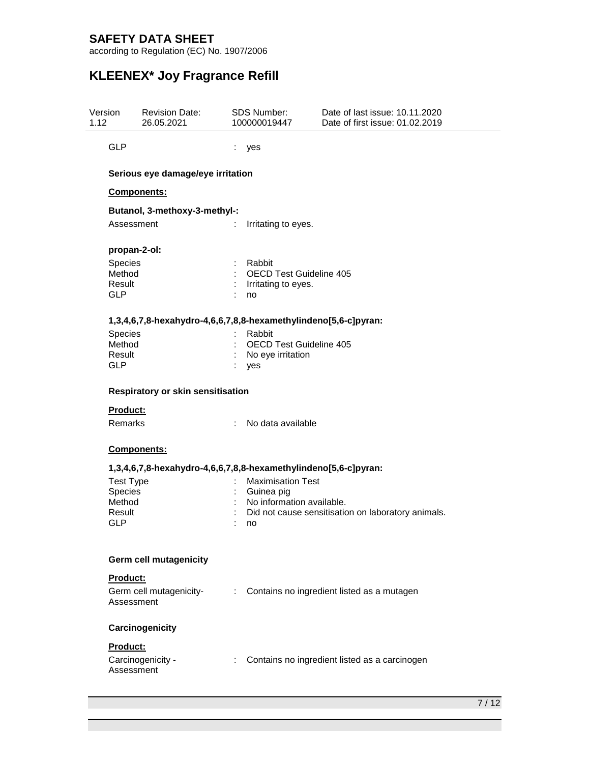GLP : yes

**Serious eye damage/eye irritation**

**Components:**

**Butanol, 3-methoxy-3-methyl-:**

Assessment : Irritating to eyes.

**propan-2-ol:**

Species : Rabbit
Method : OECD Test Guideline 405
Result : Irritating to eyes.
GLP : no

**1,3,4,6,7,8-hexahydro-4,6,6,7,8,8-hexamethylindeno[5,6-c]pyran:**

Species : Rabbit
Method : OECD Test Guideline 405
Result : No eye irritation
GLP : yes

**Respiratory or skin sensitisation**

**Product:**

Remarks : No data available

**Components:**

**1,3,4,6,7,8-hexahydro-4,6,6,7,8,8-hexamethylindeno[5,6-c]pyran:**

Test Type : Maximisation Test
Species : Guinea pig
Method : No information available.
Result : Did not cause sensitisation on laboratory animals.
GLP : no

**Germ cell mutagenicity**

**Product:**

Germ cell mutagenicity- Assessment : Contains no ingredient listed as a mutagen

**Carcinogenicity**

**Product:**

Carcinogenicity - Assessment : Contains no ingredient listed as a carcinogen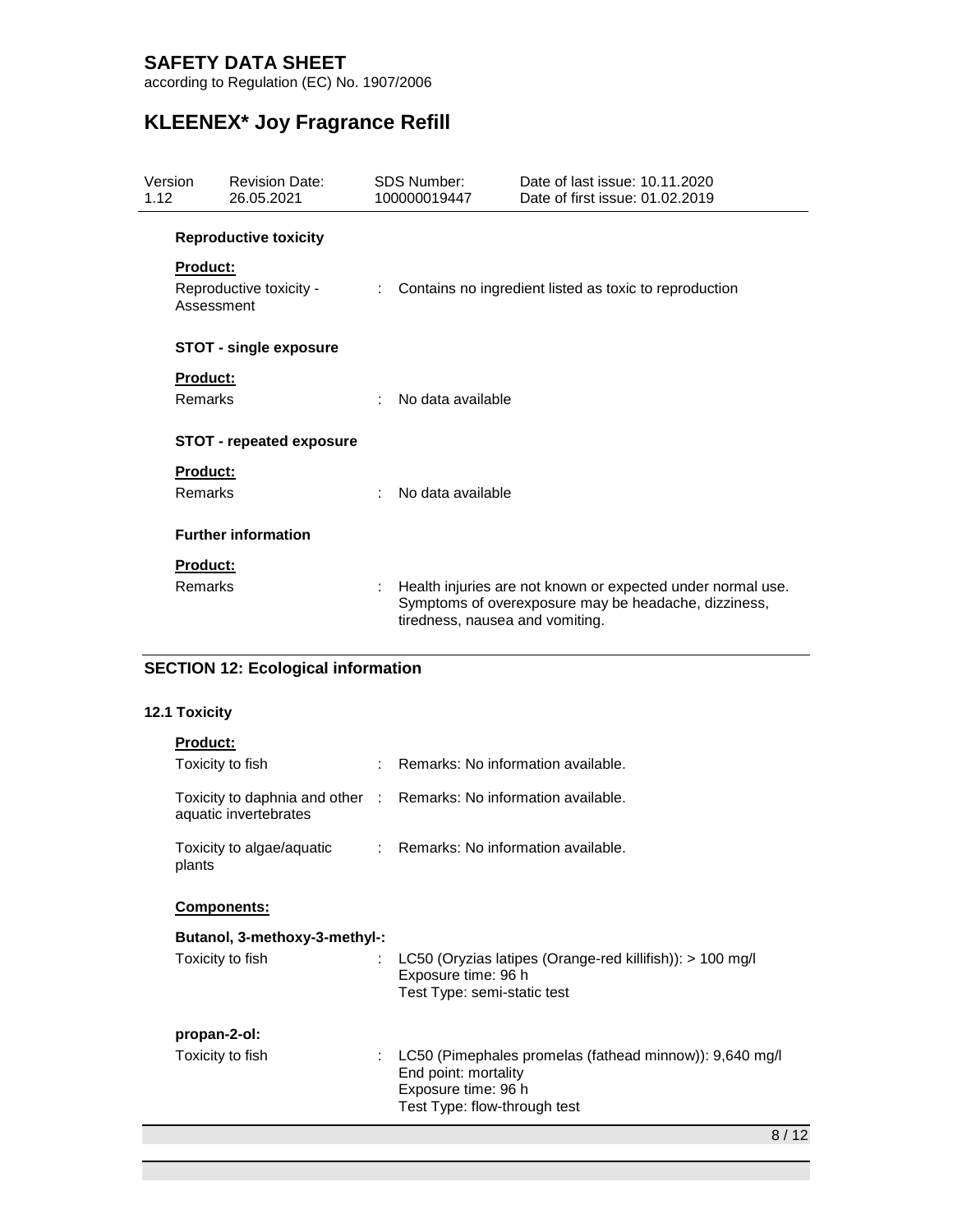**Reproductive toxicity**

**Product:**

| | | |
|---|---|---|
| Reproductive toxicity - Assessment | : | Contains no ingredient listed as toxic to reproduction |

**STOT - single exposure**

**Product:**

| | | |
|---|---|---|
| Remarks | : | No data available |

**STOT - repeated exposure**

**Product:**

| | | |
|---|---|---|
| Remarks | : | No data available |

**Further information**

**Product:**

| | | |
|---|---|---|
| Remarks | : | Health injuries are not known or expected under normal use. Symptoms of overexposure may be headache, dizziness, tiredness, nausea and vomiting. |

## SECTION 12: Ecological information

### 12.1 Toxicity

**Product:**

| | | |
|---|---|---|
| Toxicity to fish | : | Remarks: No information available. |
| Toxicity to daphnia and other aquatic invertebrates | : | Remarks: No information available. |
| Toxicity to algae/aquatic plants | : | Remarks: No information available. |

**Components:**

**Butanol, 3-methoxy-3-methyl-:**

| | | |
|---|---|---|
| Toxicity to fish | : | LC50 (Oryzias latipes (Orange-red killifish)): > 100 mg/l<br>Exposure time: 96 h<br>Test Type: semi-static test |

**propan-2-ol:**

| | | |
|---|---|---|
| Toxicity to fish | : | LC50 (Pimephales promelas (fathead minnow)): 9,640 mg/l<br>End point: mortality<br>Exposure time: 96 h<br>Test Type: flow-through test |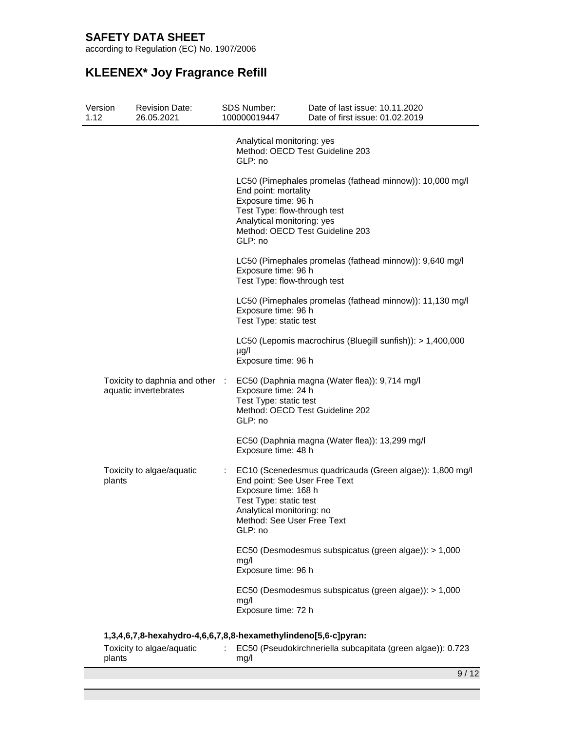| | |
|---|---|
| | Analytical monitoring: yes<br>Method: OECD Test Guideline 203<br>GLP: no |
| | LC50 (Pimephales promelas (fathead minnow)): 10,000 mg/l<br>End point: mortality<br>Exposure time: 96 h<br>Test Type: flow-through test<br>Analytical monitoring: yes<br>Method: OECD Test Guideline 203<br>GLP: no |
| | LC50 (Pimephales promelas (fathead minnow)): 9,640 mg/l<br>Exposure time: 96 h<br>Test Type: flow-through test |
| | LC50 (Pimephales promelas (fathead minnow)): 11,130 mg/l<br>Exposure time: 96 h<br>Test Type: static test |
| | LC50 (Lepomis macrochirus (Bluegill sunfish)): > 1,400,000 µg/l<br>Exposure time: 96 h |
| Toxicity to daphnia and other aquatic invertebrates : | EC50 (Daphnia magna (Water flea)): 9,714 mg/l<br>Exposure time: 24 h<br>Test Type: static test<br>Method: OECD Test Guideline 202<br>GLP: no |
| | EC50 (Daphnia magna (Water flea)): 13,299 mg/l<br>Exposure time: 48 h |
| Toxicity to algae/aquatic plants : | EC10 (Scenedesmus quadricauda (Green algae)): 1,800 mg/l<br>End point: See User Free Text<br>Exposure time: 168 h<br>Test Type: static test<br>Analytical monitoring: no<br>Method: See User Free Text<br>GLP: no |
| | EC50 (Desmodesmus subspicatus (green algae)): > 1,000 mg/l<br>Exposure time: 96 h |
| | EC50 (Desmodesmus subspicatus (green algae)): > 1,000 mg/l<br>Exposure time: 72 h |

**1,3,4,6,7,8-hexahydro-4,6,6,7,8,8-hexamethylindeno[5,6-c]pyran:**

| | |
|---|---|
| Toxicity to algae/aquatic plants : | EC50 (Pseudokirchneriella subcapitata (green algae)): 0.723 mg/l |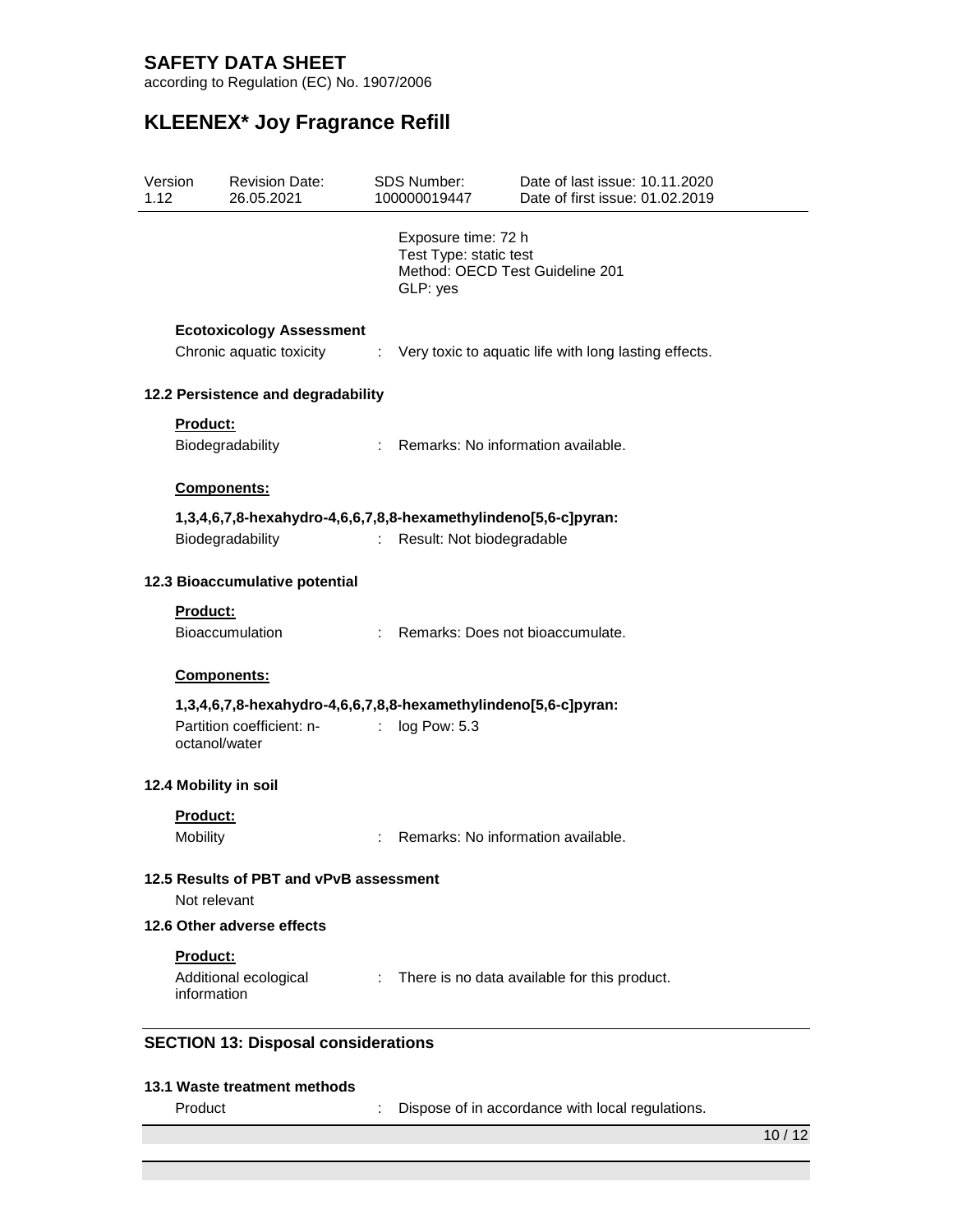Exposure time: 72 h
Test Type: static test
Method: OECD Test Guideline 201
GLP: yes

**Ecotoxicology Assessment**

Chronic aquatic toxicity : Very toxic to aquatic life with long lasting effects.

### 12.2 Persistence and degradability

**Product:**

Biodegradability : Remarks: No information available.

**Components:**

**1,3,4,6,7,8-hexahydro-4,6,6,7,8,8-hexamethylindeno[5,6-c]pyran:**

Biodegradability : Result: Not biodegradable

### 12.3 Bioaccumulative potential

**Product:**

Bioaccumulation : Remarks: Does not bioaccumulate.

**Components:**

**1,3,4,6,7,8-hexahydro-4,6,6,7,8,8-hexamethylindeno[5,6-c]pyran:**

Partition coefficient: n-octanol/water : log Pow: 5.3

### 12.4 Mobility in soil

**Product:**

Mobility : Remarks: No information available.

### 12.5 Results of PBT and vPvB assessment

Not relevant

### 12.6 Other adverse effects

**Product:**

Additional ecological information : There is no data available for this product.

## SECTION 13: Disposal considerations

### 13.1 Waste treatment methods

Product : Dispose of in accordance with local regulations.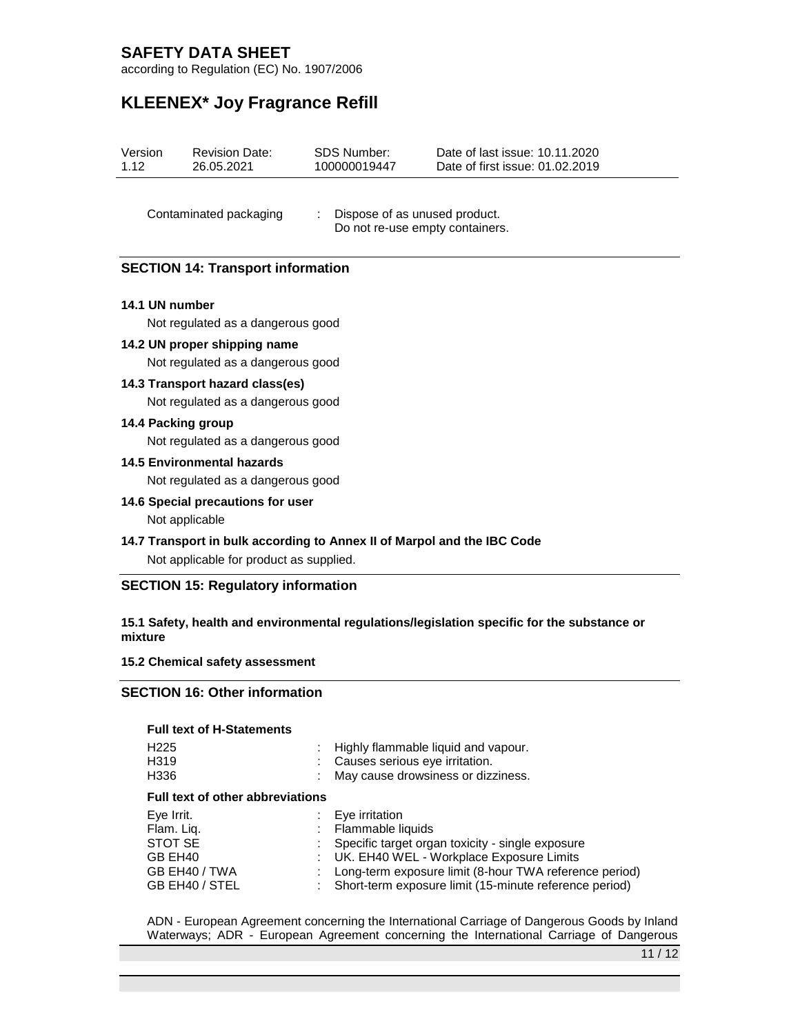Contaminated packaging : Dispose of as unused product.
Do not re-use empty containers.

## SECTION 14: Transport information

**14.1 UN number**

Not regulated as a dangerous good

**14.2 UN proper shipping name**

Not regulated as a dangerous good

**14.3 Transport hazard class(es)**

Not regulated as a dangerous good

**14.4 Packing group**

Not regulated as a dangerous good

**14.5 Environmental hazards**

Not regulated as a dangerous good

**14.6 Special precautions for user**

Not applicable

**14.7 Transport in bulk according to Annex II of Marpol and the IBC Code**

Not applicable for product as supplied.

## SECTION 15: Regulatory information

**15.1 Safety, health and environmental regulations/legislation specific for the substance or mixture**

**15.2 Chemical safety assessment**

## SECTION 16: Other information

**Full text of H-Statements**

| | | |
|---|---|---|
| H225 | : | Highly flammable liquid and vapour. |
| H319 | : | Causes serious eye irritation. |
| H336 | : | May cause drowsiness or dizziness. |

**Full text of other abbreviations**

| | | |
|---|---|---|
| Eye Irrit. | : | Eye irritation |
| Flam. Liq. | : | Flammable liquids |
| STOT SE | : | Specific target organ toxicity - single exposure |
| GB EH40 | : | UK. EH40 WEL - Workplace Exposure Limits |
| GB EH40 / TWA | : | Long-term exposure limit (8-hour TWA reference period) |
| GB EH40 / STEL | : | Short-term exposure limit (15-minute reference period) |

ADN - European Agreement concerning the International Carriage of Dangerous Goods by Inland Waterways; ADR - European Agreement concerning the International Carriage of Dangerous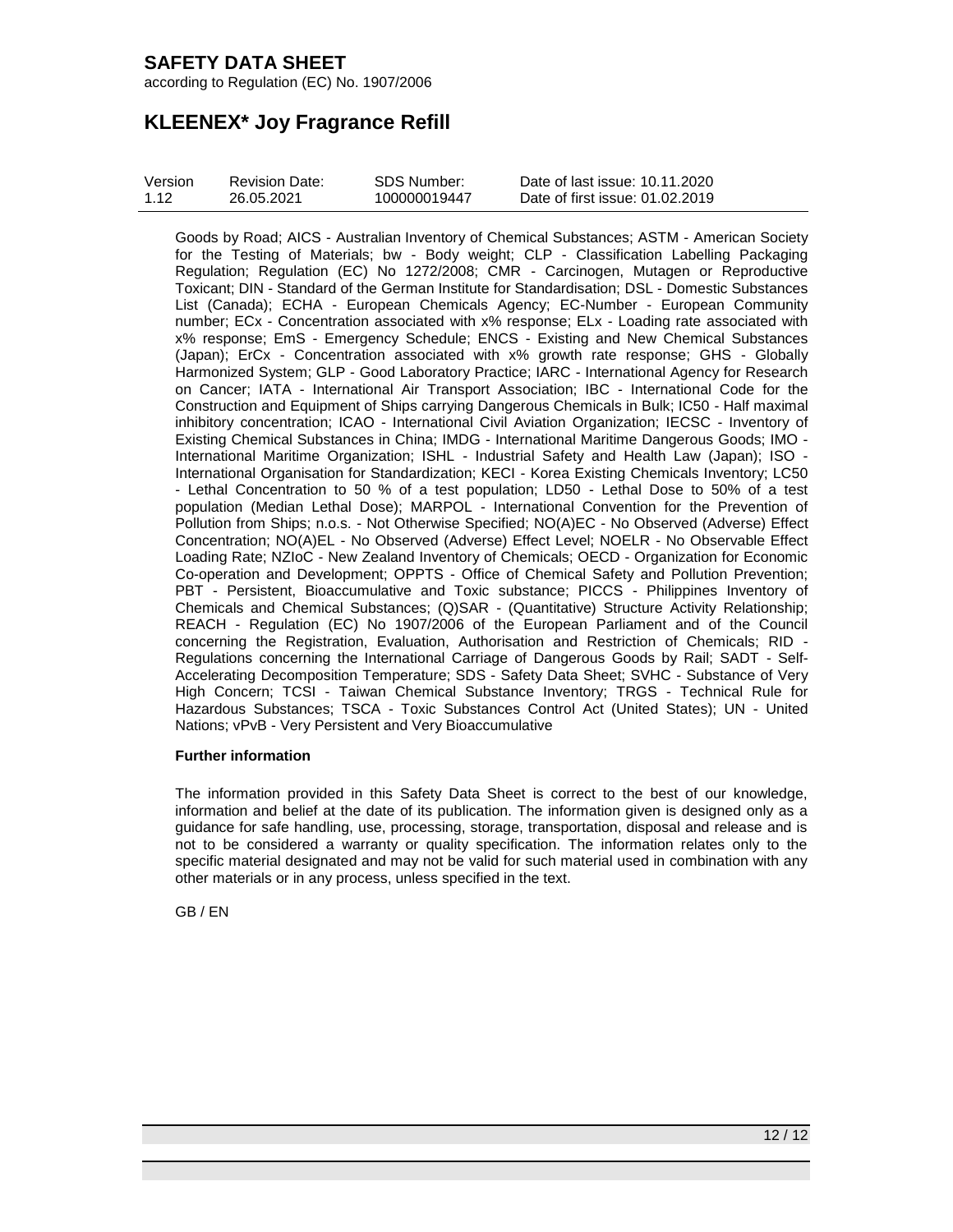Goods by Road; AICS - Australian Inventory of Chemical Substances; ASTM - American Society for the Testing of Materials; bw - Body weight; CLP - Classification Labelling Packaging Regulation; Regulation (EC) No 1272/2008; CMR - Carcinogen, Mutagen or Reproductive Toxicant; DIN - Standard of the German Institute for Standardisation; DSL - Domestic Substances List (Canada); ECHA - European Chemicals Agency; EC-Number - European Community number; ECx - Concentration associated with x% response; ELx - Loading rate associated with x% response; EmS - Emergency Schedule; ENCS - Existing and New Chemical Substances (Japan); ErCx - Concentration associated with x% growth rate response; GHS - Globally Harmonized System; GLP - Good Laboratory Practice; IARC - International Agency for Research on Cancer; IATA - International Air Transport Association; IBC - International Code for the Construction and Equipment of Ships carrying Dangerous Chemicals in Bulk; IC50 - Half maximal inhibitory concentration; ICAO - International Civil Aviation Organization; IECSC - Inventory of Existing Chemical Substances in China; IMDG - International Maritime Dangerous Goods; IMO - International Maritime Organization; ISHL - Industrial Safety and Health Law (Japan); ISO - International Organisation for Standardization; KECI - Korea Existing Chemicals Inventory; LC50 - Lethal Concentration to 50 % of a test population; LD50 - Lethal Dose to 50% of a test population (Median Lethal Dose); MARPOL - International Convention for the Prevention of Pollution from Ships; n.o.s. - Not Otherwise Specified; NO(A)EC - No Observed (Adverse) Effect Concentration; NO(A)EL - No Observed (Adverse) Effect Level; NOELR - No Observable Effect Loading Rate; NZIoC - New Zealand Inventory of Chemicals; OECD - Organization for Economic Co-operation and Development; OPPTS - Office of Chemical Safety and Pollution Prevention; PBT - Persistent, Bioaccumulative and Toxic substance; PICCS - Philippines Inventory of Chemicals and Chemical Substances; (Q)SAR - (Quantitative) Structure Activity Relationship; REACH - Regulation (EC) No 1907/2006 of the European Parliament and of the Council concerning the Registration, Evaluation, Authorisation and Restriction of Chemicals; RID - Regulations concerning the International Carriage of Dangerous Goods by Rail; SADT - Self-Accelerating Decomposition Temperature; SDS - Safety Data Sheet; SVHC - Substance of Very High Concern; TCSI - Taiwan Chemical Substance Inventory; TRGS - Technical Rule for Hazardous Substances; TSCA - Toxic Substances Control Act (United States); UN - United Nations; vPvB - Very Persistent and Very Bioaccumulative

**Further information**

The information provided in this Safety Data Sheet is correct to the best of our knowledge, information and belief at the date of its publication. The information given is designed only as a guidance for safe handling, use, processing, storage, transportation, disposal and release and is not to be considered a warranty or quality specification. The information relates only to the specific material designated and may not be valid for such material used in combination with any other materials or in any process, unless specified in the text.

GB / EN